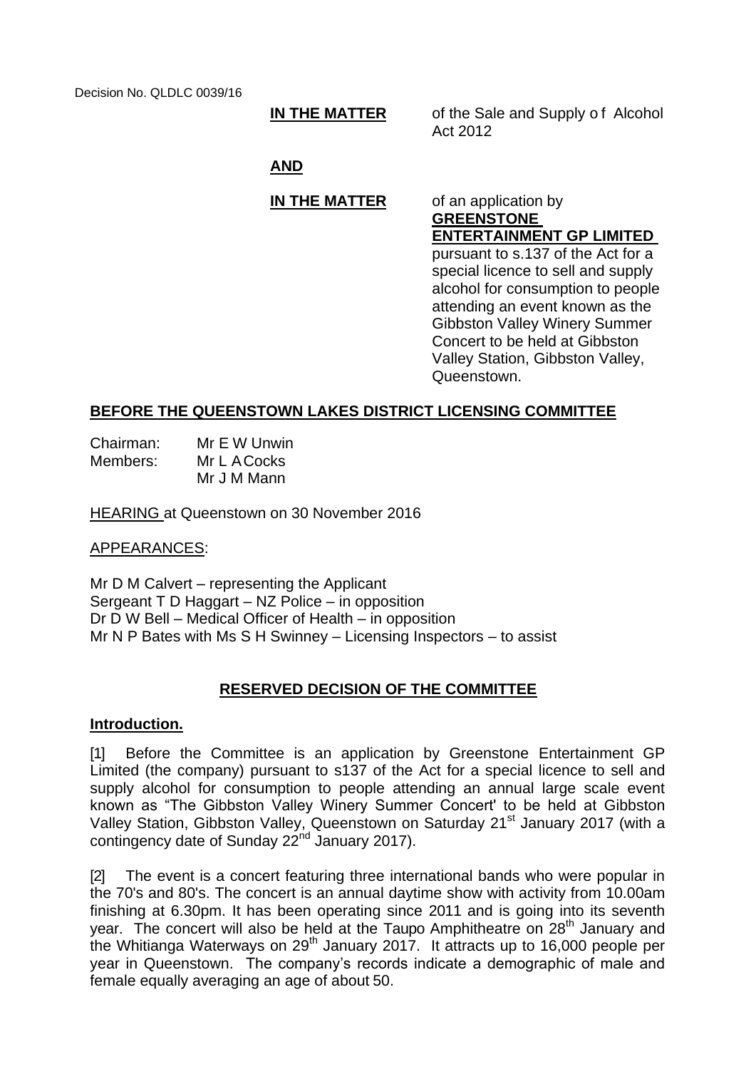Decision No. QLDLC 0039/16

**IN THE MATTER** of the Sale and Supply of Alcohol Act 2012

**AND**

**IN THE MATTER** of an application by **GREENSTONE ENTERTAINMENT GP LIMITED** pursuant to s.137 of the Act for a special licence to sell and supply alcohol for consumption to people attending an event known as the Gibbston Valley Winery Summer Concert to be held at Gibbston Valley Station, Gibbston Valley, Queenstown.

**BEFORE THE QUEENSTOWN LAKES DISTRICT LICENSING COMMITTEE**

Chairman: Mr E W Unwin
Members: Mr L A Cocks
Mr J M Mann

HEARING at Queenstown on 30 November 2016

APPEARANCES:

Mr D M Calvert – representing the Applicant
Sergeant T D Haggart – NZ Police – in opposition
Dr D W Bell – Medical Officer of Health – in opposition
Mr N P Bates with Ms S H Swinney – Licensing Inspectors – to assist

## RESERVED DECISION OF THE COMMITTEE

### Introduction.

[1] Before the Committee is an application by Greenstone Entertainment GP Limited (the company) pursuant to s137 of the Act for a special licence to sell and supply alcohol for consumption to people attending an annual large scale event known as "The Gibbston Valley Winery Summer Concert' to be held at Gibbston Valley Station, Gibbston Valley, Queenstown on Saturday 21st January 2017 (with a contingency date of Sunday 22nd January 2017).

[2] The event is a concert featuring three international bands who were popular in the 70's and 80's. The concert is an annual daytime show with activity from 10.00am finishing at 6.30pm. It has been operating since 2011 and is going into its seventh year. The concert will also be held at the Taupo Amphitheatre on 28th January and the Whitianga Waterways on 29th January 2017. It attracts up to 16,000 people per year in Queenstown. The company's records indicate a demographic of male and female equally averaging an age of about 50.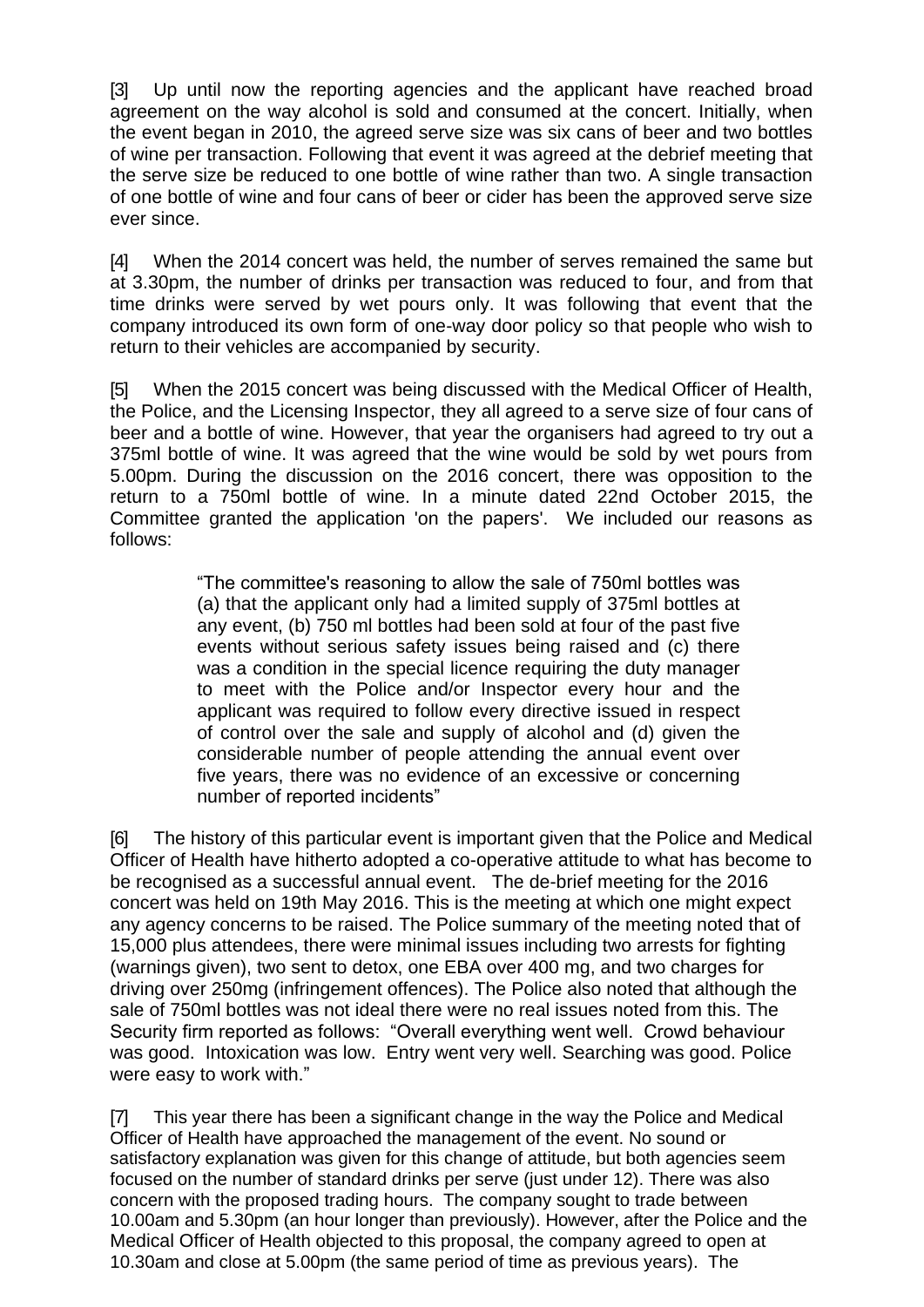[3] Up until now the reporting agencies and the applicant have reached broad agreement on the way alcohol is sold and consumed at the concert. Initially, when the event began in 2010, the agreed serve size was six cans of beer and two bottles of wine per transaction. Following that event it was agreed at the debrief meeting that the serve size be reduced to one bottle of wine rather than two. A single transaction of one bottle of wine and four cans of beer or cider has been the approved serve size ever since.

[4] When the 2014 concert was held, the number of serves remained the same but at 3.30pm, the number of drinks per transaction was reduced to four, and from that time drinks were served by wet pours only. It was following that event that the company introduced its own form of one-way door policy so that people who wish to return to their vehicles are accompanied by security.

[5] When the 2015 concert was being discussed with the Medical Officer of Health, the Police, and the Licensing Inspector, they all agreed to a serve size of four cans of beer and a bottle of wine. However, that year the organisers had agreed to try out a 375ml bottle of wine. It was agreed that the wine would be sold by wet pours from 5.00pm. During the discussion on the 2016 concert, there was opposition to the return to a 750ml bottle of wine. In a minute dated 22nd October 2015, the Committee granted the application 'on the papers'. We included our reasons as follows:

> "The committee's reasoning to allow the sale of 750ml bottles was (a) that the applicant only had a limited supply of 375ml bottles at any event, (b) 750 ml bottles had been sold at four of the past five events without serious safety issues being raised and (c) there was a condition in the special licence requiring the duty manager to meet with the Police and/or Inspector every hour and the applicant was required to follow every directive issued in respect of control over the sale and supply of alcohol and (d) given the considerable number of people attending the annual event over five years, there was no evidence of an excessive or concerning number of reported incidents"

[6] The history of this particular event is important given that the Police and Medical Officer of Health have hitherto adopted a co-operative attitude to what has become to be recognised as a successful annual event. The de-brief meeting for the 2016 concert was held on 19th May 2016. This is the meeting at which one might expect any agency concerns to be raised. The Police summary of the meeting noted that of 15,000 plus attendees, there were minimal issues including two arrests for fighting (warnings given), two sent to detox, one EBA over 400 mg, and two charges for driving over 250mg (infringement offences). The Police also noted that although the sale of 750ml bottles was not ideal there were no real issues noted from this. The Security firm reported as follows: "Overall everything went well. Crowd behaviour was good. Intoxication was low. Entry went very well. Searching was good. Police were easy to work with."

[7] This year there has been a significant change in the way the Police and Medical Officer of Health have approached the management of the event. No sound or satisfactory explanation was given for this change of attitude, but both agencies seem focused on the number of standard drinks per serve (just under 12). There was also concern with the proposed trading hours. The company sought to trade between 10.00am and 5.30pm (an hour longer than previously). However, after the Police and the Medical Officer of Health objected to this proposal, the company agreed to open at 10.30am and close at 5.00pm (the same period of time as previous years). The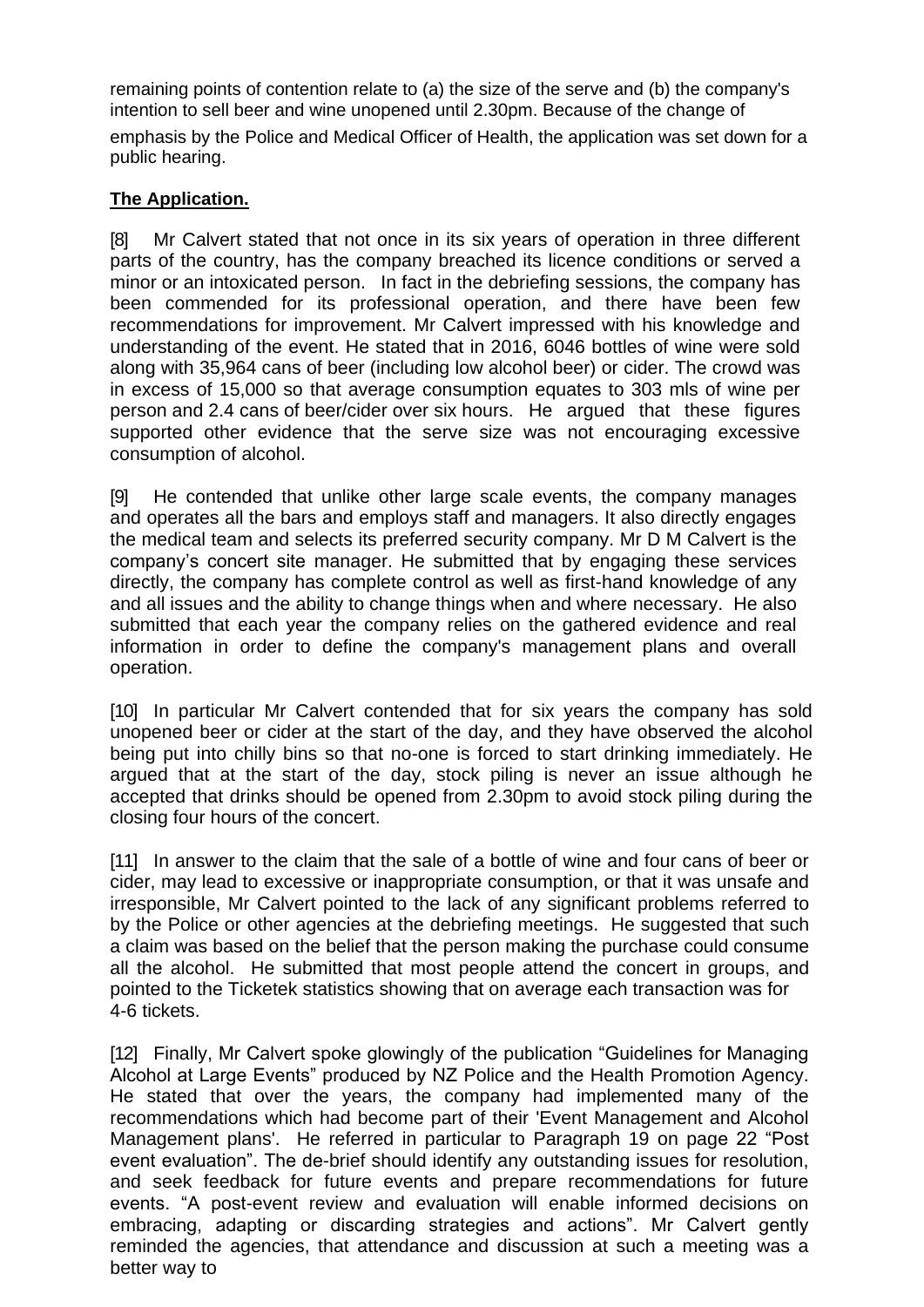remaining points of contention relate to (a) the size of the serve and (b) the company's intention to sell beer and wine unopened until 2.30pm. Because of the change of emphasis by the Police and Medical Officer of Health, the application was set down for a public hearing.

**The Application.**

[8] Mr Calvert stated that not once in its six years of operation in three different parts of the country, has the company breached its licence conditions or served a minor or an intoxicated person. In fact in the debriefing sessions, the company has been commended for its professional operation, and there have been few recommendations for improvement. Mr Calvert impressed with his knowledge and understanding of the event. He stated that in 2016, 6046 bottles of wine were sold along with 35,964 cans of beer (including low alcohol beer) or cider. The crowd was in excess of 15,000 so that average consumption equates to 303 mls of wine per person and 2.4 cans of beer/cider over six hours. He argued that these figures supported other evidence that the serve size was not encouraging excessive consumption of alcohol.

[9] He contended that unlike other large scale events, the company manages and operates all the bars and employs staff and managers. It also directly engages the medical team and selects its preferred security company. Mr D M Calvert is the company's concert site manager. He submitted that by engaging these services directly, the company has complete control as well as first-hand knowledge of any and all issues and the ability to change things when and where necessary. He also submitted that each year the company relies on the gathered evidence and real information in order to define the company's management plans and overall operation.

[10] In particular Mr Calvert contended that for six years the company has sold unopened beer or cider at the start of the day, and they have observed the alcohol being put into chilly bins so that no-one is forced to start drinking immediately. He argued that at the start of the day, stock piling is never an issue although he accepted that drinks should be opened from 2.30pm to avoid stock piling during the closing four hours of the concert.

[11] In answer to the claim that the sale of a bottle of wine and four cans of beer or cider, may lead to excessive or inappropriate consumption, or that it was unsafe and irresponsible, Mr Calvert pointed to the lack of any significant problems referred to by the Police or other agencies at the debriefing meetings. He suggested that such a claim was based on the belief that the person making the purchase could consume all the alcohol. He submitted that most people attend the concert in groups, and pointed to the Ticketek statistics showing that on average each transaction was for 4-6 tickets.

[12] Finally, Mr Calvert spoke glowingly of the publication "Guidelines for Managing Alcohol at Large Events" produced by NZ Police and the Health Promotion Agency. He stated that over the years, the company had implemented many of the recommendations which had become part of their 'Event Management and Alcohol Management plans'. He referred in particular to Paragraph 19 on page 22 "Post event evaluation". The de-brief should identify any outstanding issues for resolution, and seek feedback for future events and prepare recommendations for future events. "A post-event review and evaluation will enable informed decisions on embracing, adapting or discarding strategies and actions". Mr Calvert gently reminded the agencies, that attendance and discussion at such a meeting was a better way to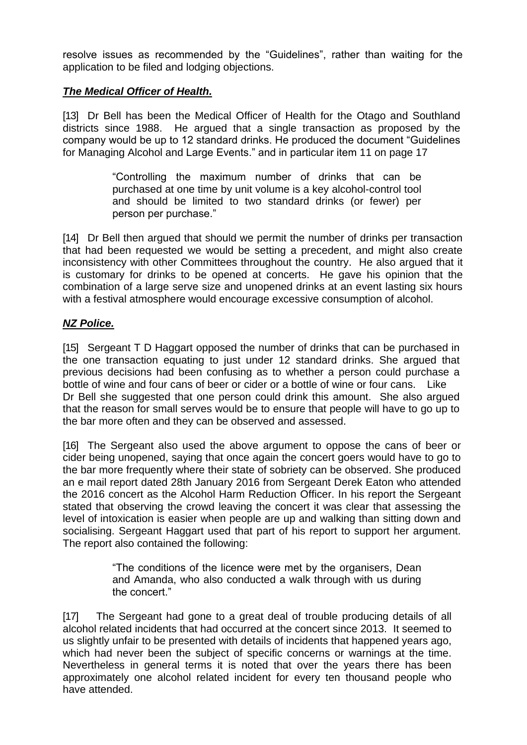resolve issues as recommended by the "Guidelines", rather than waiting for the application to be filed and lodging objections.

***The Medical Officer of Health.***

[13] Dr Bell has been the Medical Officer of Health for the Otago and Southland districts since 1988. He argued that a single transaction as proposed by the company would be up to 12 standard drinks. He produced the document "Guidelines for Managing Alcohol and Large Events." and in particular item 11 on page 17

> "Controlling the maximum number of drinks that can be purchased at one time by unit volume is a key alcohol-control tool and should be limited to two standard drinks (or fewer) per person per purchase."

[14] Dr Bell then argued that should we permit the number of drinks per transaction that had been requested we would be setting a precedent, and might also create inconsistency with other Committees throughout the country. He also argued that it is customary for drinks to be opened at concerts. He gave his opinion that the combination of a large serve size and unopened drinks at an event lasting six hours with a festival atmosphere would encourage excessive consumption of alcohol.

***NZ Police.***

[15] Sergeant T D Haggart opposed the number of drinks that can be purchased in the one transaction equating to just under 12 standard drinks. She argued that previous decisions had been confusing as to whether a person could purchase a bottle of wine and four cans of beer or cider or a bottle of wine or four cans. Like Dr Bell she suggested that one person could drink this amount. She also argued that the reason for small serves would be to ensure that people will have to go up to the bar more often and they can be observed and assessed.

[16] The Sergeant also used the above argument to oppose the cans of beer or cider being unopened, saying that once again the concert goers would have to go to the bar more frequently where their state of sobriety can be observed. She produced an e mail report dated 28th January 2016 from Sergeant Derek Eaton who attended the 2016 concert as the Alcohol Harm Reduction Officer. In his report the Sergeant stated that observing the crowd leaving the concert it was clear that assessing the level of intoxication is easier when people are up and walking than sitting down and socialising. Sergeant Haggart used that part of his report to support her argument. The report also contained the following:

> "The conditions of the licence were met by the organisers, Dean and Amanda, who also conducted a walk through with us during the concert."

[17] The Sergeant had gone to a great deal of trouble producing details of all alcohol related incidents that had occurred at the concert since 2013. It seemed to us slightly unfair to be presented with details of incidents that happened years ago, which had never been the subject of specific concerns or warnings at the time. Nevertheless in general terms it is noted that over the years there has been approximately one alcohol related incident for every ten thousand people who have attended.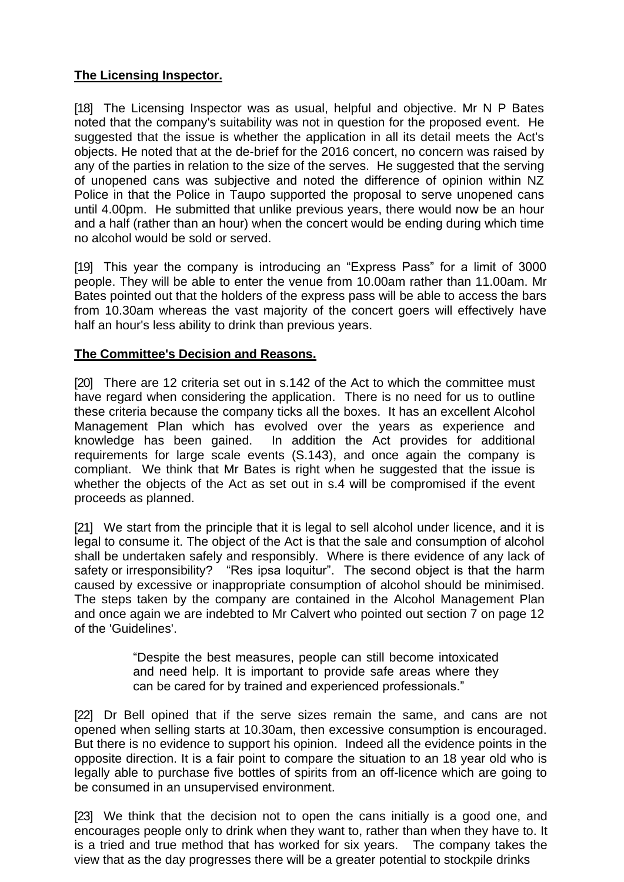**The Licensing Inspector.**

[18] The Licensing Inspector was as usual, helpful and objective. Mr N P Bates noted that the company's suitability was not in question for the proposed event. He suggested that the issue is whether the application in all its detail meets the Act's objects. He noted that at the de-brief for the 2016 concert, no concern was raised by any of the parties in relation to the size of the serves. He suggested that the serving of unopened cans was subjective and noted the difference of opinion within NZ Police in that the Police in Taupo supported the proposal to serve unopened cans until 4.00pm. He submitted that unlike previous years, there would now be an hour and a half (rather than an hour) when the concert would be ending during which time no alcohol would be sold or served.

[19] This year the company is introducing an "Express Pass" for a limit of 3000 people. They will be able to enter the venue from 10.00am rather than 11.00am. Mr Bates pointed out that the holders of the express pass will be able to access the bars from 10.30am whereas the vast majority of the concert goers will effectively have half an hour's less ability to drink than previous years.

**The Committee's Decision and Reasons.**

[20] There are 12 criteria set out in s.142 of the Act to which the committee must have regard when considering the application. There is no need for us to outline these criteria because the company ticks all the boxes. It has an excellent Alcohol Management Plan which has evolved over the years as experience and knowledge has been gained. In addition the Act provides for additional requirements for large scale events (S.143), and once again the company is compliant. We think that Mr Bates is right when he suggested that the issue is whether the objects of the Act as set out in s.4 will be compromised if the event proceeds as planned.

[21] We start from the principle that it is legal to sell alcohol under licence, and it is legal to consume it. The object of the Act is that the sale and consumption of alcohol shall be undertaken safely and responsibly. Where is there evidence of any lack of safety or irresponsibility? "Res ipsa loquitur". The second object is that the harm caused by excessive or inappropriate consumption of alcohol should be minimised. The steps taken by the company are contained in the Alcohol Management Plan and once again we are indebted to Mr Calvert who pointed out section 7 on page 12 of the 'Guidelines'.

> "Despite the best measures, people can still become intoxicated and need help. It is important to provide safe areas where they can be cared for by trained and experienced professionals."

[22] Dr Bell opined that if the serve sizes remain the same, and cans are not opened when selling starts at 10.30am, then excessive consumption is encouraged. But there is no evidence to support his opinion. Indeed all the evidence points in the opposite direction. It is a fair point to compare the situation to an 18 year old who is legally able to purchase five bottles of spirits from an off-licence which are going to be consumed in an unsupervised environment.

[23] We think that the decision not to open the cans initially is a good one, and encourages people only to drink when they want to, rather than when they have to. It is a tried and true method that has worked for six years. The company takes the view that as the day progresses there will be a greater potential to stockpile drinks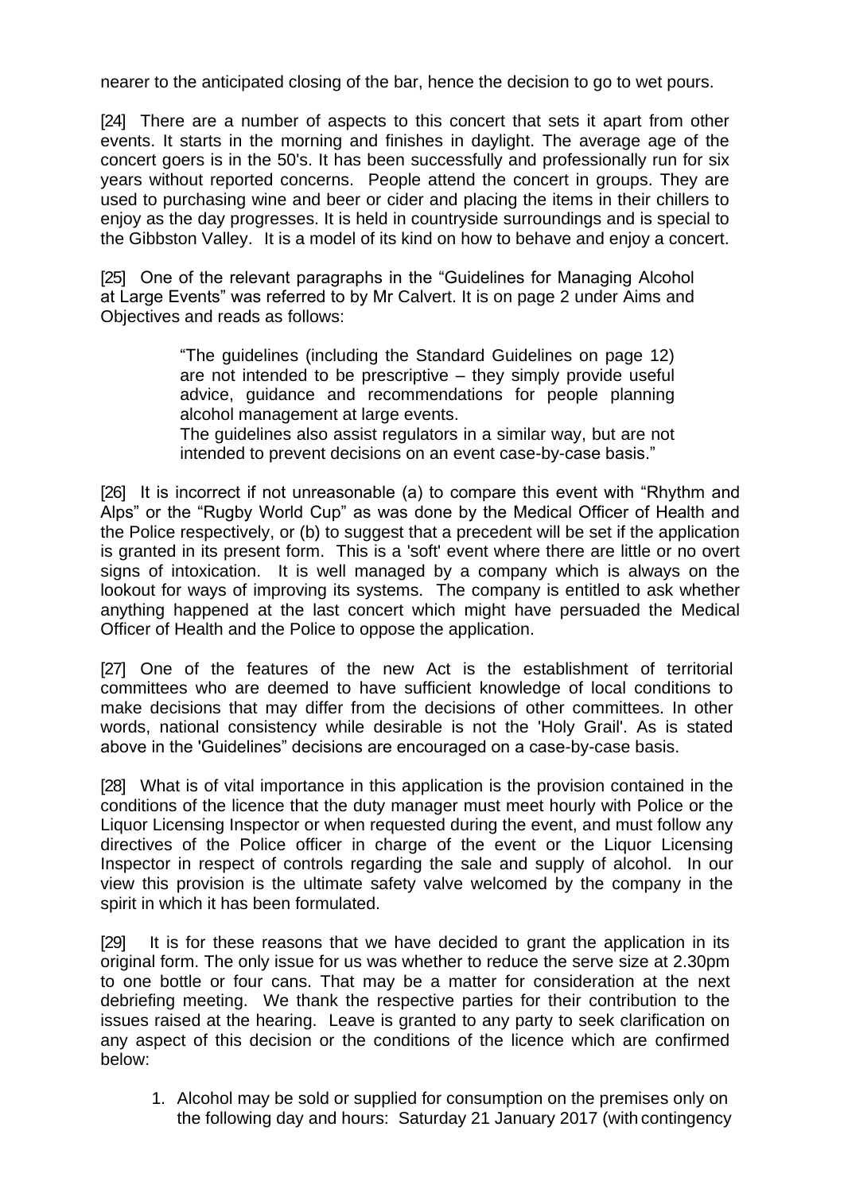nearer to the anticipated closing of the bar, hence the decision to go to wet pours.

[24] There are a number of aspects to this concert that sets it apart from other events. It starts in the morning and finishes in daylight. The average age of the concert goers is in the 50's. It has been successfully and professionally run for six years without reported concerns. People attend the concert in groups. They are used to purchasing wine and beer or cider and placing the items in their chillers to enjoy as the day progresses. It is held in countryside surroundings and is special to the Gibbston Valley. It is a model of its kind on how to behave and enjoy a concert.

[25] One of the relevant paragraphs in the "Guidelines for Managing Alcohol at Large Events" was referred to by Mr Calvert. It is on page 2 under Aims and Objectives and reads as follows:

> "The guidelines (including the Standard Guidelines on page 12) are not intended to be prescriptive – they simply provide useful advice, guidance and recommendations for people planning alcohol management at large events.
> The guidelines also assist regulators in a similar way, but are not intended to prevent decisions on an event case-by-case basis."

[26] It is incorrect if not unreasonable (a) to compare this event with "Rhythm and Alps" or the "Rugby World Cup" as was done by the Medical Officer of Health and the Police respectively, or (b) to suggest that a precedent will be set if the application is granted in its present form. This is a 'soft' event where there are little or no overt signs of intoxication. It is well managed by a company which is always on the lookout for ways of improving its systems. The company is entitled to ask whether anything happened at the last concert which might have persuaded the Medical Officer of Health and the Police to oppose the application.

[27] One of the features of the new Act is the establishment of territorial committees who are deemed to have sufficient knowledge of local conditions to make decisions that may differ from the decisions of other committees. In other words, national consistency while desirable is not the 'Holy Grail'. As is stated above in the 'Guidelines" decisions are encouraged on a case-by-case basis.

[28] What is of vital importance in this application is the provision contained in the conditions of the licence that the duty manager must meet hourly with Police or the Liquor Licensing Inspector or when requested during the event, and must follow any directives of the Police officer in charge of the event or the Liquor Licensing Inspector in respect of controls regarding the sale and supply of alcohol. In our view this provision is the ultimate safety valve welcomed by the company in the spirit in which it has been formulated.

[29] It is for these reasons that we have decided to grant the application in its original form. The only issue for us was whether to reduce the serve size at 2.30pm to one bottle or four cans. That may be a matter for consideration at the next debriefing meeting. We thank the respective parties for their contribution to the issues raised at the hearing. Leave is granted to any party to seek clarification on any aspect of this decision or the conditions of the licence which are confirmed below:

1. Alcohol may be sold or supplied for consumption on the premises only on the following day and hours: Saturday 21 January 2017 (with contingency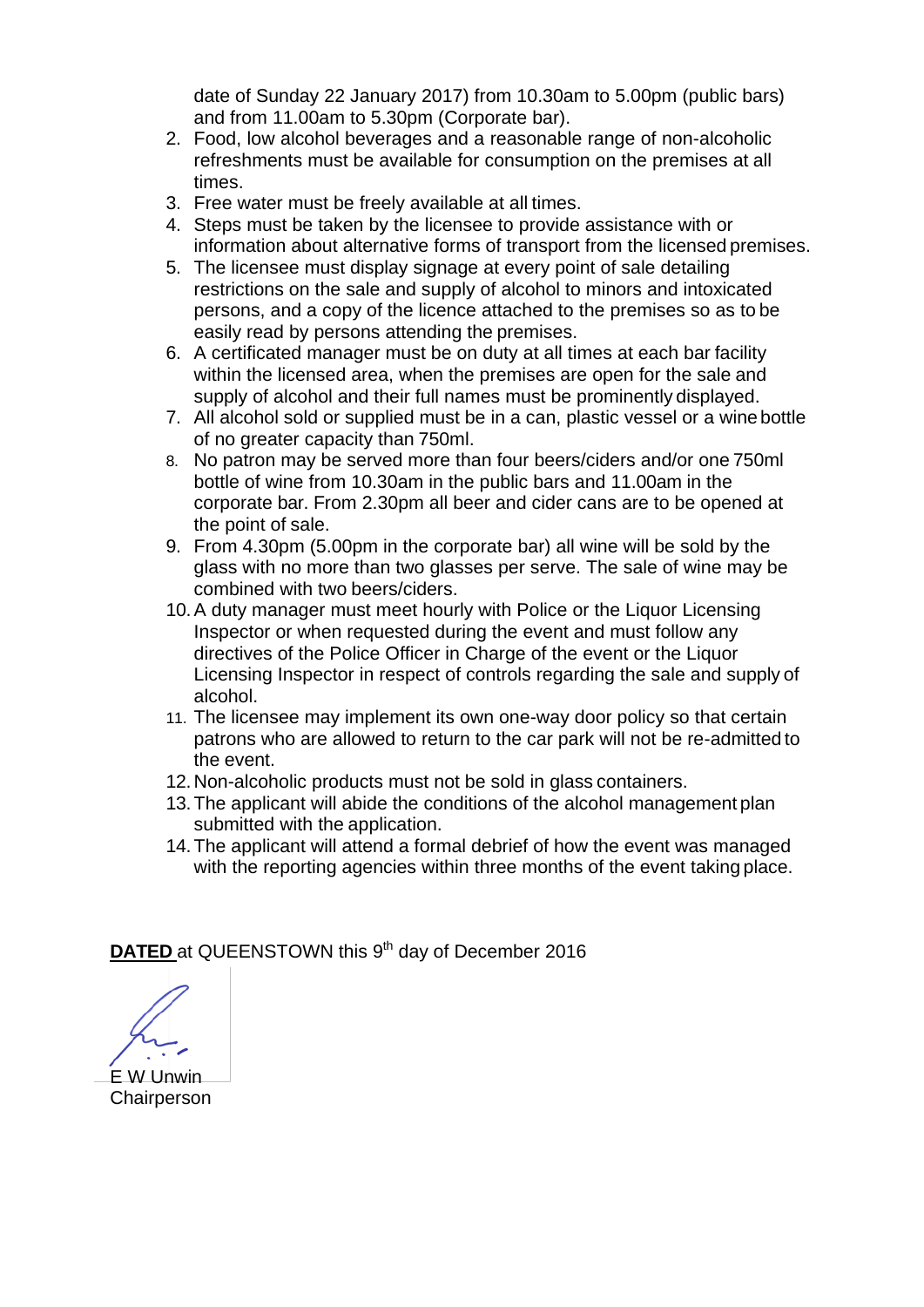date of Sunday 22 January 2017) from 10.30am to 5.00pm (public bars) and from 11.00am to 5.30pm (Corporate bar).

2. Food, low alcohol beverages and a reasonable range of non-alcoholic refreshments must be available for consumption on the premises at all times.
3. Free water must be freely available at all times.
4. Steps must be taken by the licensee to provide assistance with or information about alternative forms of transport from the licensed premises.
5. The licensee must display signage at every point of sale detailing restrictions on the sale and supply of alcohol to minors and intoxicated persons, and a copy of the licence attached to the premises so as to be easily read by persons attending the premises.
6. A certificated manager must be on duty at all times at each bar facility within the licensed area, when the premises are open for the sale and supply of alcohol and their full names must be prominently displayed.
7. All alcohol sold or supplied must be in a can, plastic vessel or a wine bottle of no greater capacity than 750ml.
8. No patron may be served more than four beers/ciders and/or one 750ml bottle of wine from 10.30am in the public bars and 11.00am in the corporate bar. From 2.30pm all beer and cider cans are to be opened at the point of sale.
9. From 4.30pm (5.00pm in the corporate bar) all wine will be sold by the glass with no more than two glasses per serve. The sale of wine may be combined with two beers/ciders.
10. A duty manager must meet hourly with Police or the Liquor Licensing Inspector or when requested during the event and must follow any directives of the Police Officer in Charge of the event or the Liquor Licensing Inspector in respect of controls regarding the sale and supply of alcohol.
11. The licensee may implement its own one-way door policy so that certain patrons who are allowed to return to the car park will not be re-admitted to the event.
12. Non-alcoholic products must not be sold in glass containers.
13. The applicant will abide the conditions of the alcohol management plan submitted with the application.
14. The applicant will attend a formal debrief of how the event was managed with the reporting agencies within three months of the event taking place.

**DATED** at QUEENSTOWN this 9th day of December 2016

E W Unwin
Chairperson